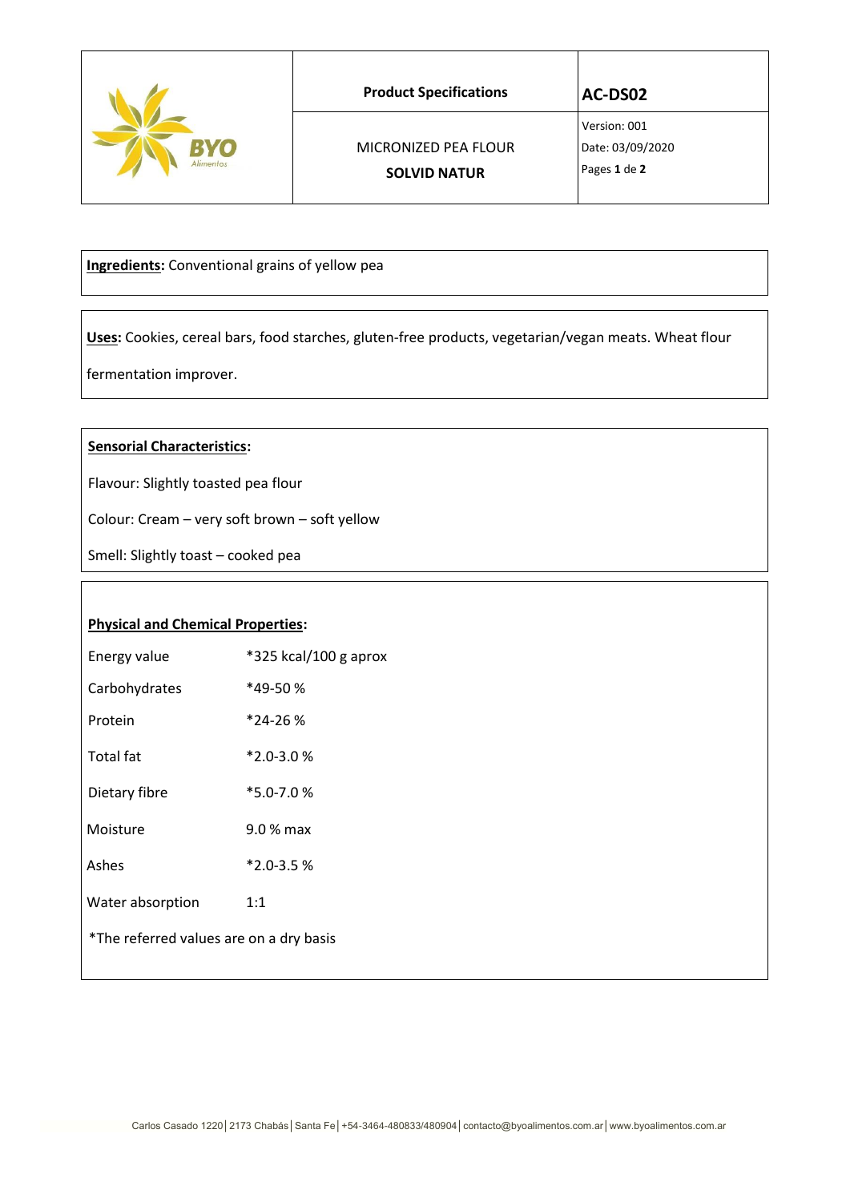| BYO Alimentos | Product Specifications | AC-DS02 |
|---|---|---|
| | MICRONIZED PEA FLOUR<br>**SOLVID NATUR** | Version: 001<br>Date: 03/09/2020<br>Pages **1** de **2** |

**Ingredients:** Conventional grains of yellow pea

**Uses:** Cookies, cereal bars, food starches, gluten-free products, vegetarian/vegan meats. Wheat flour fermentation improver.

**Sensorial Characteristics:**

Flavour: Slightly toasted pea flour

Colour: Cream – very soft brown – soft yellow

Smell: Slightly toast – cooked pea

**Physical and Chemical Properties:**

| | |
|---|---|
| Energy value | *325 kcal/100 g aprox |
| Carbohydrates | *49-50 % |
| Protein | *24-26 % |
| Total fat | *2.0-3.0 % |
| Dietary fibre | *5.0-7.0 % |
| Moisture | 9.0 % max |
| Ashes | *2.0-3.5 % |
| Water absorption | 1:1 |

*The referred values are on a dry basis

Carlos Casado 1220 | 2173 Chabás | Santa Fe | +54-3464-480833/480904 | contacto@byoalimentos.com.ar | www.byoalimentos.com.ar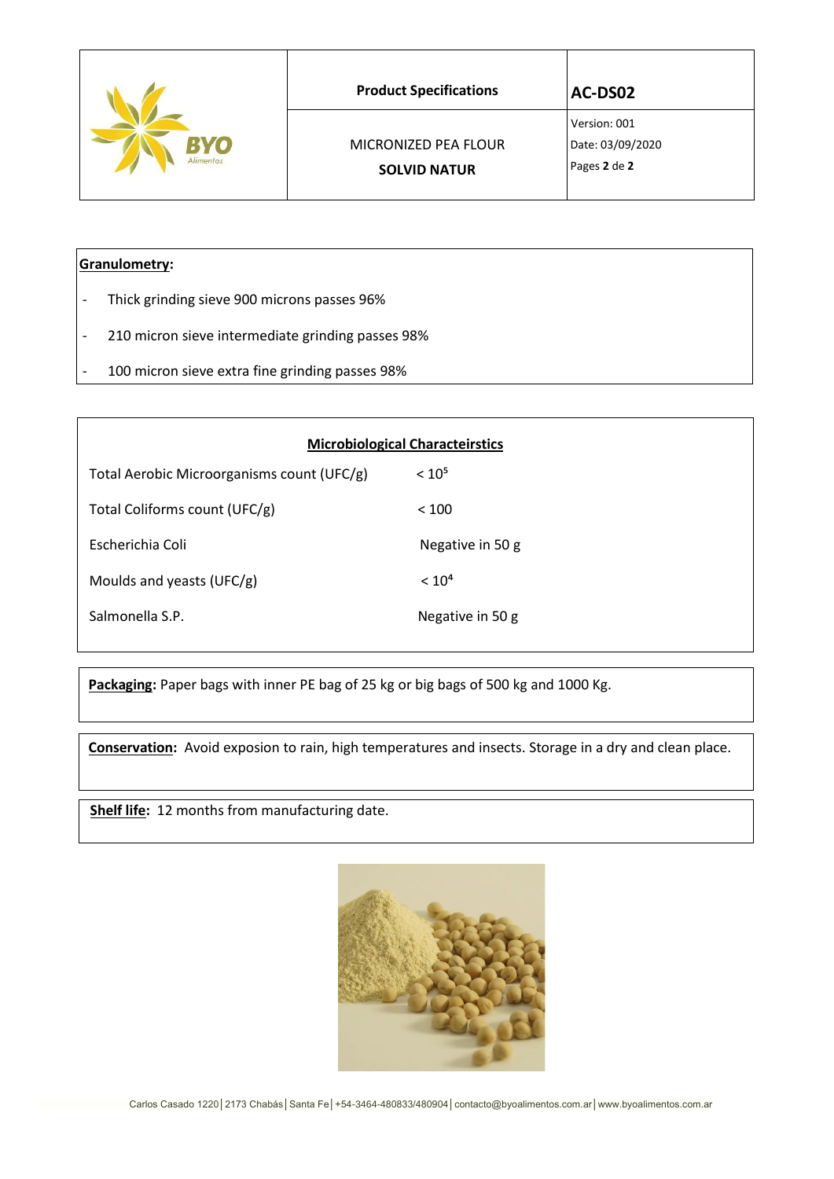| | Product Specifications | AC-DS02 |
| --- | --- | --- |
| BYO Alimentos | MICRONIZED PEA FLOUR **SOLVID NATUR** | Version: 001 Date: 03/09/2020 Pages **2** de **2** |

**Granulometry:**

- Thick grinding sieve 900 microns passes 96%
- 210 micron sieve intermediate grinding passes 98%
- 100 micron sieve extra fine grinding passes 98%

**Microbiological Characteirstics**

| | |
| --- | --- |
| Total Aerobic Microorganisms count (UFC/g) | $< 10^5$ |
| Total Coliforms count (UFC/g) | < 100 |
| Escherichia Coli | Negative in 50 g |
| Moulds and yeasts (UFC/g) | $< 10^4$ |
| Salmonella S.P. | Negative in 50 g |

**Packaging:** Paper bags with inner PE bag of 25 kg or big bags of 500 kg and 1000 Kg.

**Conservation:** Avoid exposion to rain, high temperatures and insects. Storage in a dry and clean place.

**Shelf life:** 12 months from manufacturing date.

Carlos Casado 1220 | 2173 Chabás | Santa Fe | +54-3464-480833/480904 | contacto@byoalimentos.com.ar | www.byoalimentos.com.ar